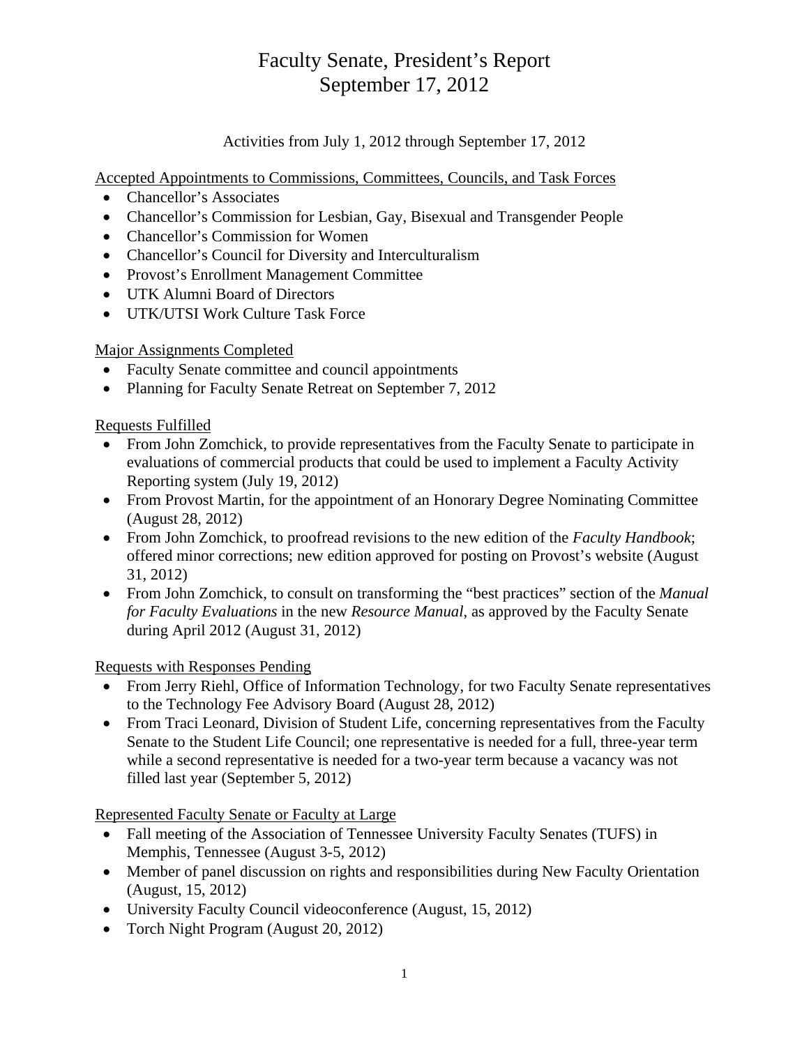# Faculty Senate, President's Report
# September 17, 2012

Activities from July 1, 2012 through September 17, 2012

Accepted Appointments to Commissions, Committees, Councils, and Task Forces

- Chancellor's Associates
- Chancellor's Commission for Lesbian, Gay, Bisexual and Transgender People
- Chancellor's Commission for Women
- Chancellor's Council for Diversity and Interculturalism
- Provost's Enrollment Management Committee
- UTK Alumni Board of Directors
- UTK/UTSI Work Culture Task Force

Major Assignments Completed

- Faculty Senate committee and council appointments
- Planning for Faculty Senate Retreat on September 7, 2012

Requests Fulfilled

- From John Zomchick, to provide representatives from the Faculty Senate to participate in evaluations of commercial products that could be used to implement a Faculty Activity Reporting system (July 19, 2012)
- From Provost Martin, for the appointment of an Honorary Degree Nominating Committee (August 28, 2012)
- From John Zomchick, to proofread revisions to the new edition of the *Faculty Handbook*; offered minor corrections; new edition approved for posting on Provost's website (August 31, 2012)
- From John Zomchick, to consult on transforming the "best practices" section of the *Manual for Faculty Evaluations* in the new *Resource Manual*, as approved by the Faculty Senate during April 2012 (August 31, 2012)

Requests with Responses Pending

- From Jerry Riehl, Office of Information Technology, for two Faculty Senate representatives to the Technology Fee Advisory Board (August 28, 2012)
- From Traci Leonard, Division of Student Life, concerning representatives from the Faculty Senate to the Student Life Council; one representative is needed for a full, three-year term while a second representative is needed for a two-year term because a vacancy was not filled last year (September 5, 2012)

Represented Faculty Senate or Faculty at Large

- Fall meeting of the Association of Tennessee University Faculty Senates (TUFS) in Memphis, Tennessee (August 3-5, 2012)
- Member of panel discussion on rights and responsibilities during New Faculty Orientation (August, 15, 2012)
- University Faculty Council videoconference (August, 15, 2012)
- Torch Night Program (August 20, 2012)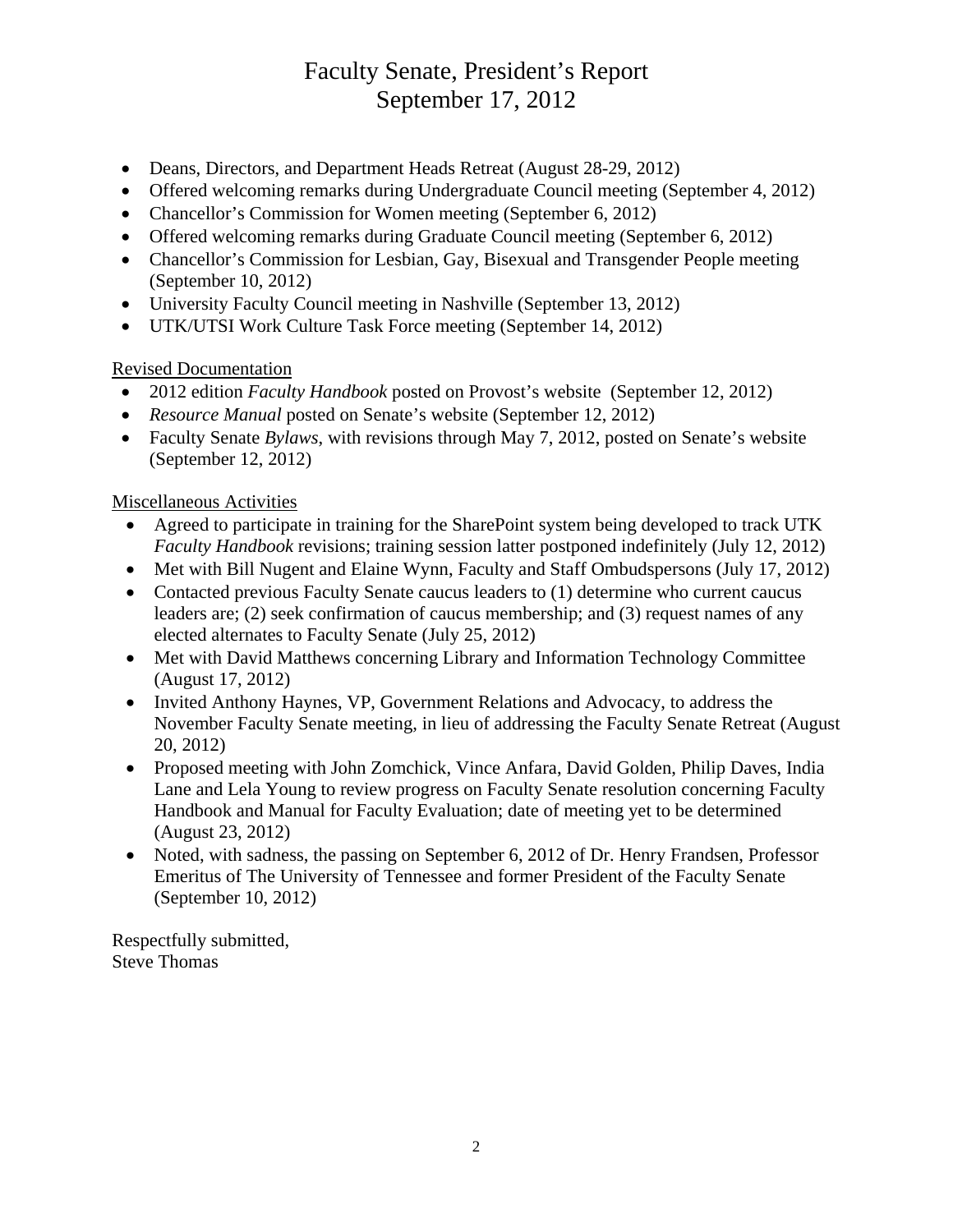# Faculty Senate, President's Report
# September 17, 2012

- Deans, Directors, and Department Heads Retreat (August 28-29, 2012)
- Offered welcoming remarks during Undergraduate Council meeting (September 4, 2012)
- Chancellor's Commission for Women meeting (September 6, 2012)
- Offered welcoming remarks during Graduate Council meeting (September 6, 2012)
- Chancellor's Commission for Lesbian, Gay, Bisexual and Transgender People meeting (September 10, 2012)
- University Faculty Council meeting in Nashville (September 13, 2012)
- UTK/UTSI Work Culture Task Force meeting (September 14, 2012)

<u>Revised Documentation</u>

- 2012 edition *Faculty Handbook* posted on Provost's website (September 12, 2012)
- *Resource Manual* posted on Senate's website (September 12, 2012)
- Faculty Senate *Bylaws*, with revisions through May 7, 2012, posted on Senate's website (September 12, 2012)

<u>Miscellaneous Activities</u>

- Agreed to participate in training for the SharePoint system being developed to track UTK *Faculty Handbook* revisions; training session latter postponed indefinitely (July 12, 2012)
- Met with Bill Nugent and Elaine Wynn, Faculty and Staff Ombudspersons (July 17, 2012)
- Contacted previous Faculty Senate caucus leaders to (1) determine who current caucus leaders are; (2) seek confirmation of caucus membership; and (3) request names of any elected alternates to Faculty Senate (July 25, 2012)
- Met with David Matthews concerning Library and Information Technology Committee (August 17, 2012)
- Invited Anthony Haynes, VP, Government Relations and Advocacy, to address the November Faculty Senate meeting, in lieu of addressing the Faculty Senate Retreat (August 20, 2012)
- Proposed meeting with John Zomchick, Vince Anfara, David Golden, Philip Daves, India Lane and Lela Young to review progress on Faculty Senate resolution concerning Faculty Handbook and Manual for Faculty Evaluation; date of meeting yet to be determined (August 23, 2012)
- Noted, with sadness, the passing on September 6, 2012 of Dr. Henry Frandsen, Professor Emeritus of The University of Tennessee and former President of the Faculty Senate (September 10, 2012)

Respectfully submitted,
Steve Thomas